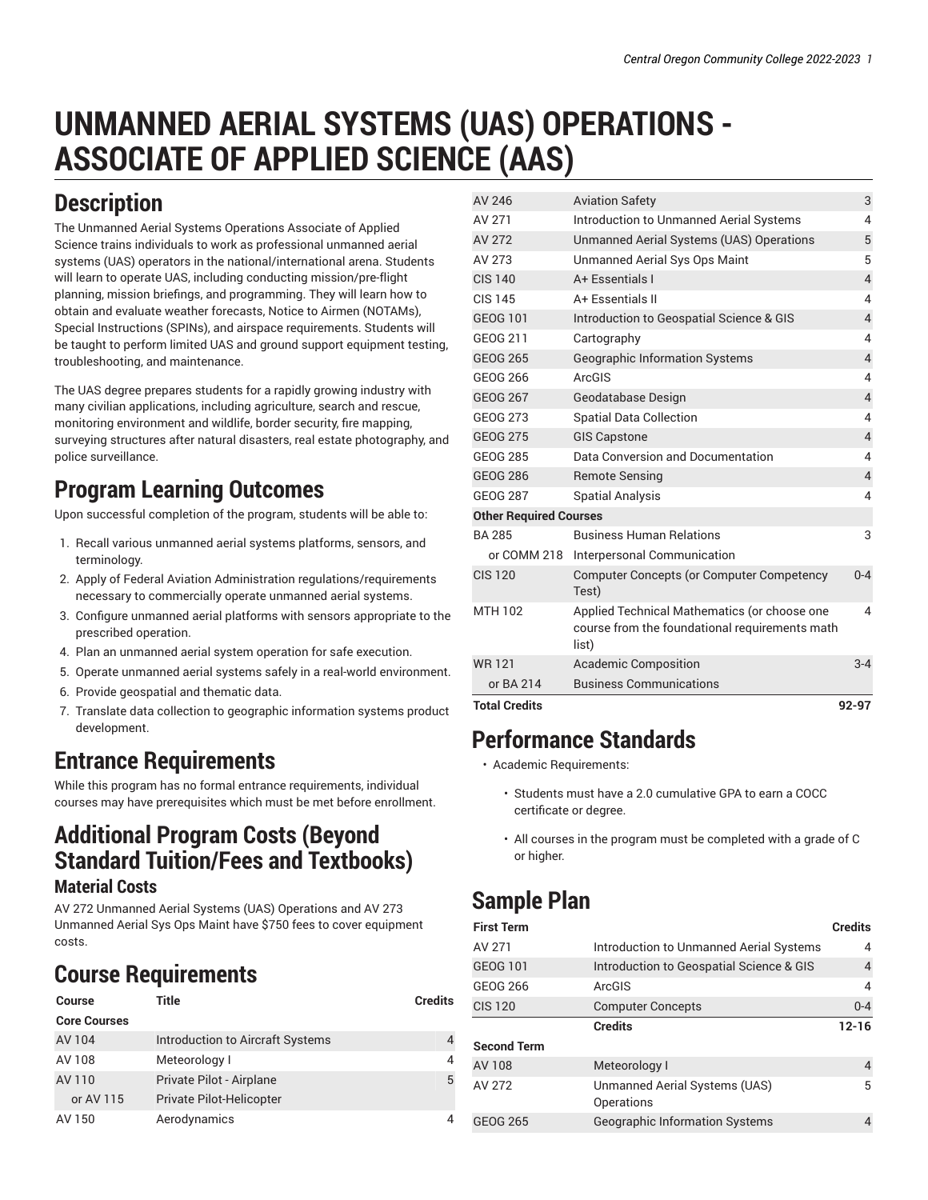# UNMANNED AERIAL SYSTEMS (UAS) OPERATIONS - ASSOCIATE OF APPLIED SCIENCE (AAS)

## Description

The Unmanned Aerial Systems Operations Associate of Applied Science trains individuals to work as professional unmanned aerial systems (UAS) operators in the national/international arena. Students will learn to operate UAS, including conducting mission/pre-flight planning, mission briefings, and programming. They will learn how to obtain and evaluate weather forecasts, Notice to Airmen (NOTAMs), Special Instructions (SPINs), and airspace requirements. Students will be taught to perform limited UAS and ground support equipment testing, troubleshooting, and maintenance.

The UAS degree prepares students for a rapidly growing industry with many civilian applications, including agriculture, search and rescue, monitoring environment and wildlife, border security, fire mapping, surveying structures after natural disasters, real estate photography, and police surveillance.

## Program Learning Outcomes

Upon successful completion of the program, students will be able to:

1. Recall various unmanned aerial systems platforms, sensors, and terminology.
2. Apply of Federal Aviation Administration regulations/requirements necessary to commercially operate unmanned aerial systems.
3. Configure unmanned aerial platforms with sensors appropriate to the prescribed operation.
4. Plan an unmanned aerial system operation for safe execution.
5. Operate unmanned aerial systems safely in a real-world environment.
6. Provide geospatial and thematic data.
7. Translate data collection to geographic information systems product development.

## Entrance Requirements

While this program has no formal entrance requirements, individual courses may have prerequisites which must be met before enrollment.

## Additional Program Costs (Beyond Standard Tuition/Fees and Textbooks)

### Material Costs

AV 272 Unmanned Aerial Systems (UAS) Operations and AV 273 Unmanned Aerial Sys Ops Maint have $750 fees to cover equipment costs.

## Course Requirements

| Course | Title | Credits |
|---|---|---|
| **Core Courses** | | |
| AV 104 | Introduction to Aircraft Systems | 4 |
| AV 108 | Meteorology I | 4 |
| AV 110 | Private Pilot - Airplane | 5 |
| or AV 115 | Private Pilot-Helicopter | |
| AV 150 | Aerodynamics | 4 |
| AV 246 | Aviation Safety | 3 |
| AV 271 | Introduction to Unmanned Aerial Systems | 4 |
| AV 272 | Unmanned Aerial Systems (UAS) Operations | 5 |
| AV 273 | Unmanned Aerial Sys Ops Maint | 5 |
| CIS 140 | A+ Essentials I | 4 |
| CIS 145 | A+ Essentials II | 4 |
| GEOG 101 | Introduction to Geospatial Science & GIS | 4 |
| GEOG 211 | Cartography | 4 |
| GEOG 265 | Geographic Information Systems | 4 |
| GEOG 266 | ArcGIS | 4 |
| GEOG 267 | Geodatabase Design | 4 |
| GEOG 273 | Spatial Data Collection | 4 |
| GEOG 275 | GIS Capstone | 4 |
| GEOG 285 | Data Conversion and Documentation | 4 |
| GEOG 286 | Remote Sensing | 4 |
| GEOG 287 | Spatial Analysis | 4 |
| **Other Required Courses** | | |
| BA 285 | Business Human Relations | 3 |
| or COMM 218 | Interpersonal Communication | |
| CIS 120 | Computer Concepts (or Computer Competency Test) | 0-4 |
| MTH 102 | Applied Technical Mathematics (or choose one course from the foundational requirements math list) | 4 |
| WR 121 | Academic Composition | 3-4 |
| or BA 214 | Business Communications | |
| **Total Credits** | | **92-97** |

## Performance Standards

- Academic Requirements:
  - Students must have a 2.0 cumulative GPA to earn a COCC certificate or degree.
  - All courses in the program must be completed with a grade of C or higher.

## Sample Plan

| First Term | | Credits |
|---|---|---|
| AV 271 | Introduction to Unmanned Aerial Systems | 4 |
| GEOG 101 | Introduction to Geospatial Science & GIS | 4 |
| GEOG 266 | ArcGIS | 4 |
| CIS 120 | Computer Concepts | 0-4 |
| | **Credits** | **12-16** |
| **Second Term** | | |
| AV 108 | Meteorology I | 4 |
| AV 272 | Unmanned Aerial Systems (UAS) Operations | 5 |
| GEOG 265 | Geographic Information Systems | 4 |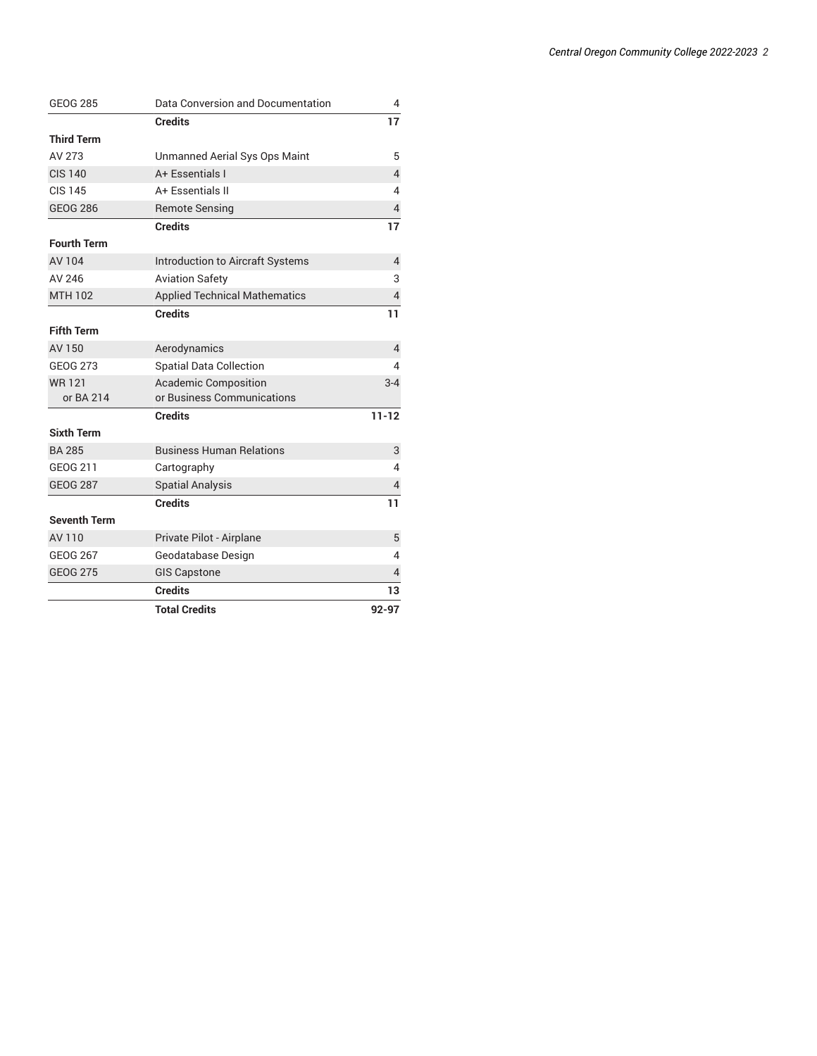| | | |
|---|---|---|
| GEOG 285 | Data Conversion and Documentation | 4 |
| | **Credits** | **17** |
| **Third Term** | | |
| AV 273 | Unmanned Aerial Sys Ops Maint | 5 |
| CIS 140 | A+ Essentials I | 4 |
| CIS 145 | A+ Essentials II | 4 |
| GEOG 286 | Remote Sensing | 4 |
| | **Credits** | **17** |
| **Fourth Term** | | |
| AV 104 | Introduction to Aircraft Systems | 4 |
| AV 246 | Aviation Safety | 3 |
| MTH 102 | Applied Technical Mathematics | 4 |
| | **Credits** | **11** |
| **Fifth Term** | | |
| AV 150 | Aerodynamics | 4 |
| GEOG 273 | Spatial Data Collection | 4 |
| WR 121 or BA 214 | Academic Composition or Business Communications | 3-4 |
| | **Credits** | **11-12** |
| **Sixth Term** | | |
| BA 285 | Business Human Relations | 3 |
| GEOG 211 | Cartography | 4 |
| GEOG 287 | Spatial Analysis | 4 |
| | **Credits** | **11** |
| **Seventh Term** | | |
| AV 110 | Private Pilot - Airplane | 5 |
| GEOG 267 | Geodatabase Design | 4 |
| GEOG 275 | GIS Capstone | 4 |
| | **Credits** | **13** |
| | **Total Credits** | **92-97** |